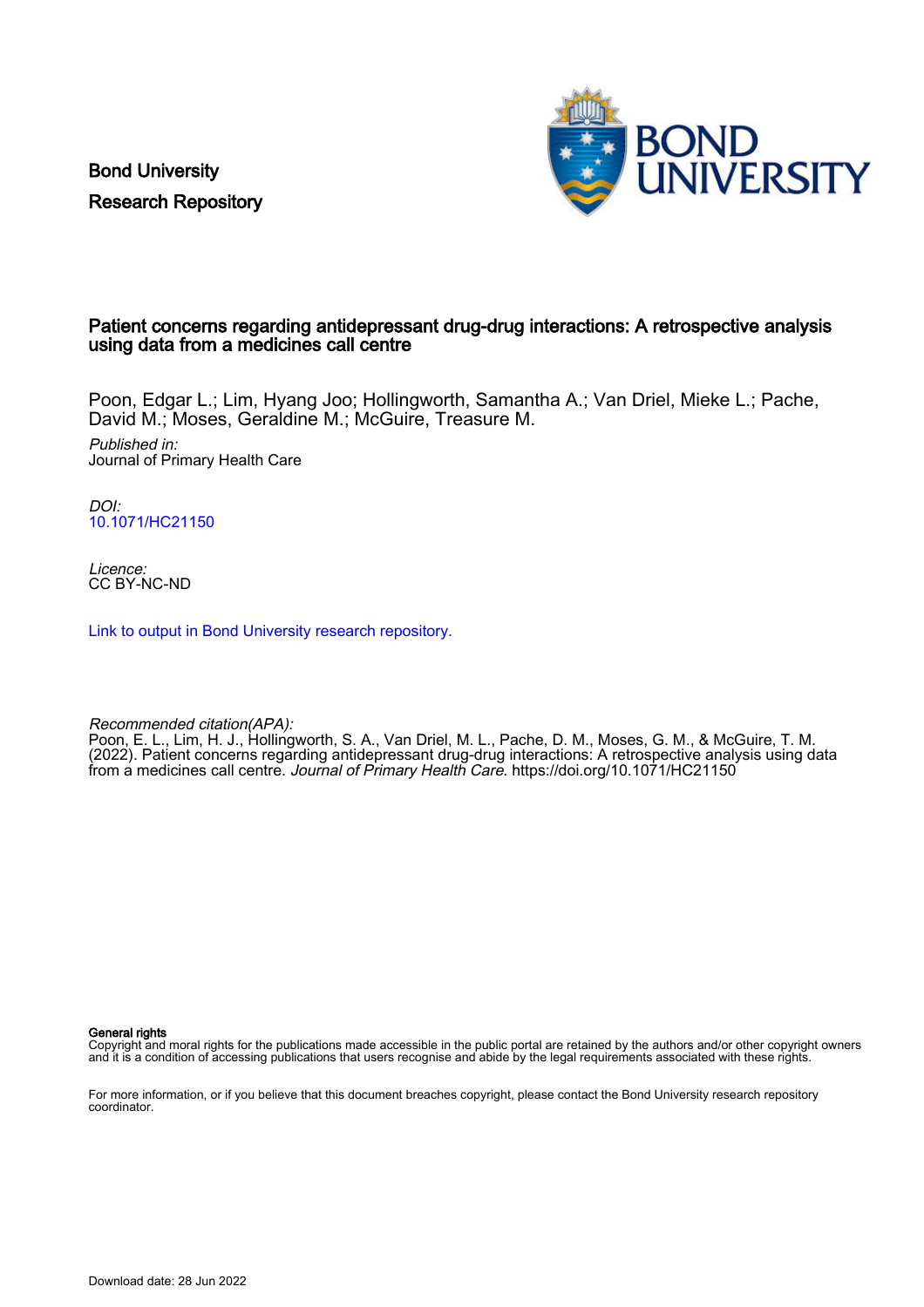Bond University
Research Repository

# Patient concerns regarding antidepressant drug-drug interactions: A retrospective analysis using data from a medicines call centre

Poon, Edgar L.; Lim, Hyang Joo; Hollingworth, Samantha A.; Van Driel, Mieke L.; Pache, David M.; Moses, Geraldine M.; McGuire, Treasure M.

*Published in:*
Journal of Primary Health Care

*DOI:*
10.1071/HC21150

*Licence:*
CC BY-NC-ND

Link to output in Bond University research repository.

*Recommended citation(APA):*
Poon, E. L., Lim, H. J., Hollingworth, S. A., Van Driel, M. L., Pache, D. M., Moses, G. M., & McGuire, T. M. (2022). Patient concerns regarding antidepressant drug-drug interactions: A retrospective analysis using data from a medicines call centre. *Journal of Primary Health Care*. https://doi.org/10.1071/HC21150

**General rights**
Copyright and moral rights for the publications made accessible in the public portal are retained by the authors and/or other copyright owners and it is a condition of accessing publications that users recognise and abide by the legal requirements associated with these rights.

For more information, or if you believe that this document breaches copyright, please contact the Bond University research repository coordinator.

Download date: 28 Jun 2022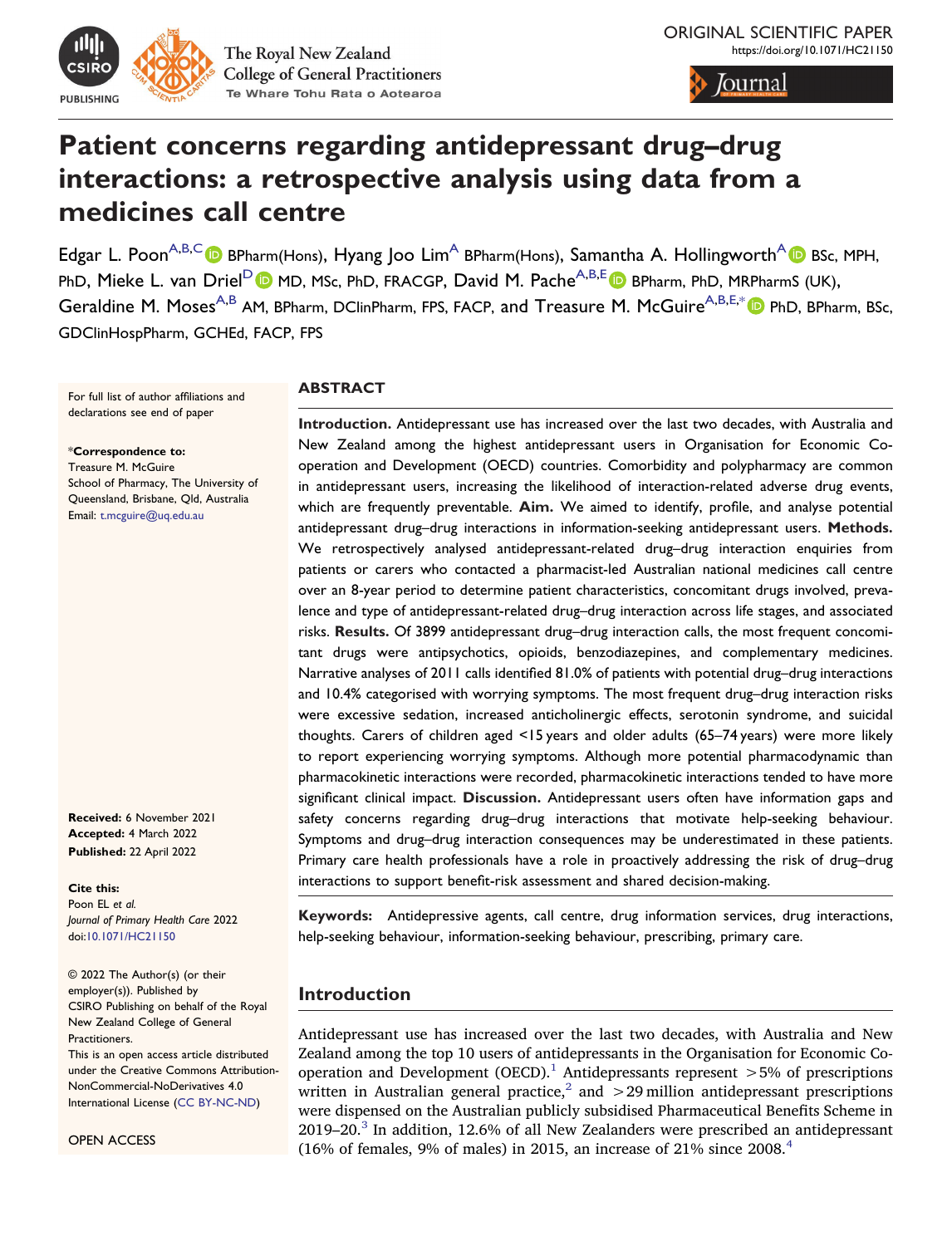# Patient concerns regarding antidepressant drug–drug interactions: a retrospective analysis using data from a medicines call centre

Edgar L. Poon[A,B,C] BPharm(Hons), Hyang Joo Lim[A] BPharm(Hons), Samantha A. Hollingworth[A] BSc, MPH, PhD, Mieke L. van Driel[D] MD, MSc, PhD, FRACGP, David M. Pache[A,B,E] BPharm, PhD, MRPharmS (UK), Geraldine M. Moses[A,B] AM, BPharm, DClinPharm, FPS, FACP, and Treasure M. McGuire[A,B,E,*] PhD, BPharm, BSc, GDClinHospPharm, GCHEd, FACP, FPS

For full list of author affiliations and declarations see end of paper

*Correspondence to:
Treasure M. McGuire
School of Pharmacy, The University of Queensland, Brisbane, Qld, Australia
Email: t.mcguire@uq.edu.au

**Received:** 6 November 2021
**Accepted:** 4 March 2022
**Published:** 22 April 2022

**Cite this:**
Poon EL *et al.*
*Journal of Primary Health Care* 2022
doi:10.1071/HC21150

© 2022 The Author(s) (or their employer(s)). Published by CSIRO Publishing on behalf of the Royal New Zealand College of General Practitioners.
This is an open access article distributed under the Creative Commons Attribution-NonCommercial-NoDerivatives 4.0 International License (CC BY-NC-ND)

OPEN ACCESS

## ABSTRACT

**Introduction.** Antidepressant use has increased over the last two decades, with Australia and New Zealand among the highest antidepressant users in Organisation for Economic Co-operation and Development (OECD) countries. Comorbidity and polypharmacy are common in antidepressant users, increasing the likelihood of interaction-related adverse drug events, which are frequently preventable. **Aim.** We aimed to identify, profile, and analyse potential antidepressant drug–drug interactions in information-seeking antidepressant users. **Methods.** We retrospectively analysed antidepressant-related drug–drug interaction enquiries from patients or carers who contacted a pharmacist-led Australian national medicines call centre over an 8-year period to determine patient characteristics, concomitant drugs involved, prevalence and type of antidepressant-related drug–drug interaction across life stages, and associated risks. **Results.** Of 3899 antidepressant drug–drug interaction calls, the most frequent concomitant drugs were antipsychotics, opioids, benzodiazepines, and complementary medicines. Narrative analyses of 2011 calls identified 81.0% of patients with potential drug–drug interactions and 10.4% categorised with worrying symptoms. The most frequent drug–drug interaction risks were excessive sedation, increased anticholinergic effects, serotonin syndrome, and suicidal thoughts. Carers of children aged <15 years and older adults (65–74 years) were more likely to report experiencing worrying symptoms. Although more potential pharmacodynamic than pharmacokinetic interactions were recorded, pharmacokinetic interactions tended to have more significant clinical impact. **Discussion.** Antidepressant users often have information gaps and safety concerns regarding drug–drug interactions that motivate help-seeking behaviour. Symptoms and drug–drug interaction consequences may be underestimated in these patients. Primary care health professionals have a role in proactively addressing the risk of drug–drug interactions to support benefit-risk assessment and shared decision-making.

**Keywords:** Antidepressive agents, call centre, drug information services, drug interactions, help-seeking behaviour, information-seeking behaviour, prescribing, primary care.

## Introduction

Antidepressant use has increased over the last two decades, with Australia and New Zealand among the top 10 users of antidepressants in the Organisation for Economic Co-operation and Development (OECD).[1] Antidepressants represent >5% of prescriptions written in Australian general practice,[2] and >29 million antidepressant prescriptions were dispensed on the Australian publicly subsidised Pharmaceutical Benefits Scheme in 2019–20.[3] In addition, 12.6% of all New Zealanders were prescribed an antidepressant (16% of females, 9% of males) in 2015, an increase of 21% since 2008.[4]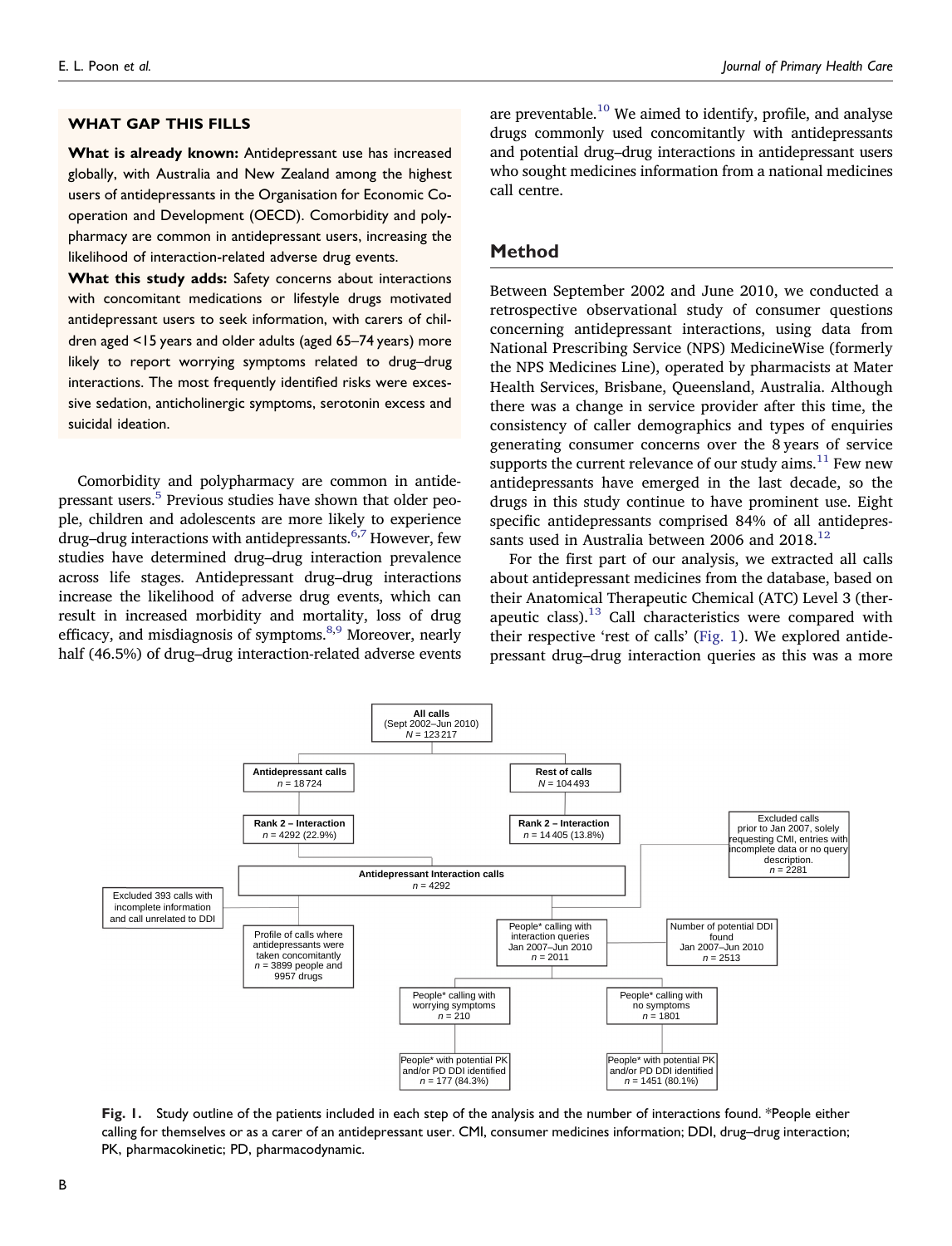**WHAT GAP THIS FILLS**

**What is already known:** Antidepressant use has increased globally, with Australia and New Zealand among the highest users of antidepressants in the Organisation for Economic Co-operation and Development (OECD). Comorbidity and polypharmacy are common in antidepressant users, increasing the likelihood of interaction-related adverse drug events.

**What this study adds:** Safety concerns about interactions with concomitant medications or lifestyle drugs motivated antidepressant users to seek information, with carers of children aged <15 years and older adults (aged 65–74 years) more likely to report worrying symptoms related to drug–drug interactions. The most frequently identified risks were excessive sedation, anticholinergic symptoms, serotonin excess and suicidal ideation.

Comorbidity and polypharmacy are common in antidepressant users.[5] Previous studies have shown that older people, children and adolescents are more likely to experience drug–drug interactions with antidepressants.[6,7] However, few studies have determined drug–drug interaction prevalence across life stages. Antidepressant drug–drug interactions increase the likelihood of adverse drug events, which can result in increased morbidity and mortality, loss of drug efficacy, and misdiagnosis of symptoms.[8,9] Moreover, nearly half (46.5%) of drug–drug interaction-related adverse events are preventable.[10] We aimed to identify, profile, and analyse drugs commonly used concomitantly with antidepressants and potential drug–drug interactions in antidepressant users who sought medicines information from a national medicines call centre.

## Method

Between September 2002 and June 2010, we conducted a retrospective observational study of consumer questions concerning antidepressant interactions, using data from National Prescribing Service (NPS) MedicineWise (formerly the NPS Medicines Line), operated by pharmacists at Mater Health Services, Brisbane, Queensland, Australia. Although there was a change in service provider after this time, the consistency of caller demographics and types of enquiries generating consumer concerns over the 8 years of service supports the current relevance of our study aims.[11] Few new antidepressants have emerged in the last decade, so the drugs in this study continue to have prominent use. Eight specific antidepressants comprised 84% of all antidepressants used in Australia between 2006 and 2018.[12]

For the first part of our analysis, we extracted all calls about antidepressant medicines from the database, based on their Anatomical Therapeutic Chemical (ATC) Level 3 (therapeutic class).[13] Call characteristics were compared with their respective 'rest of calls' (Fig. 1). We explored antidepressant drug–drug interaction queries as this was a more

All calls (Sept 2002–Jun 2010) $N$ = 123 217

- Antidepressant calls $n$ = 18 724
  - Rank 2 – Interaction $n$ = 4292 (22.9%)
- Rest of calls $N$ = 104 493
  - Rank 2 – Interaction $n$ = 14 405 (13.8%)

Antidepressant Interaction calls $n$ = 4292

- Excluded 393 calls with incomplete information and call unrelated to DDI
  - Profile of calls where antidepressants were taken concomitantly $n$ = 3899 people and 9957 drugs
- Excluded calls prior to Jan 2007, solely requesting CMI, entries with incomplete data or no query description. $n$ = 2281
  - People* calling with interaction queries Jan 2007–Jun 2010 $n$ = 2011
    - Number of potential DDI found Jan 2007–Jun 2010 $n$ = 2513
    - People* calling with worrying symptoms $n$ = 210
      - People* with potential PK and/or PD DDI identified $n$ = 177 (84.3%)
    - People* calling with no symptoms $n$ = 1801
      - People* with potential PK and/or PD DDI identified $n$ = 1451 (80.1%)

**Fig. 1.** Study outline of the patients included in each step of the analysis and the number of interactions found. *People either calling for themselves or as a carer of an antidepressant user. CMI, consumer medicines information; DDI, drug–drug interaction; PK, pharmacokinetic; PD, pharmacodynamic.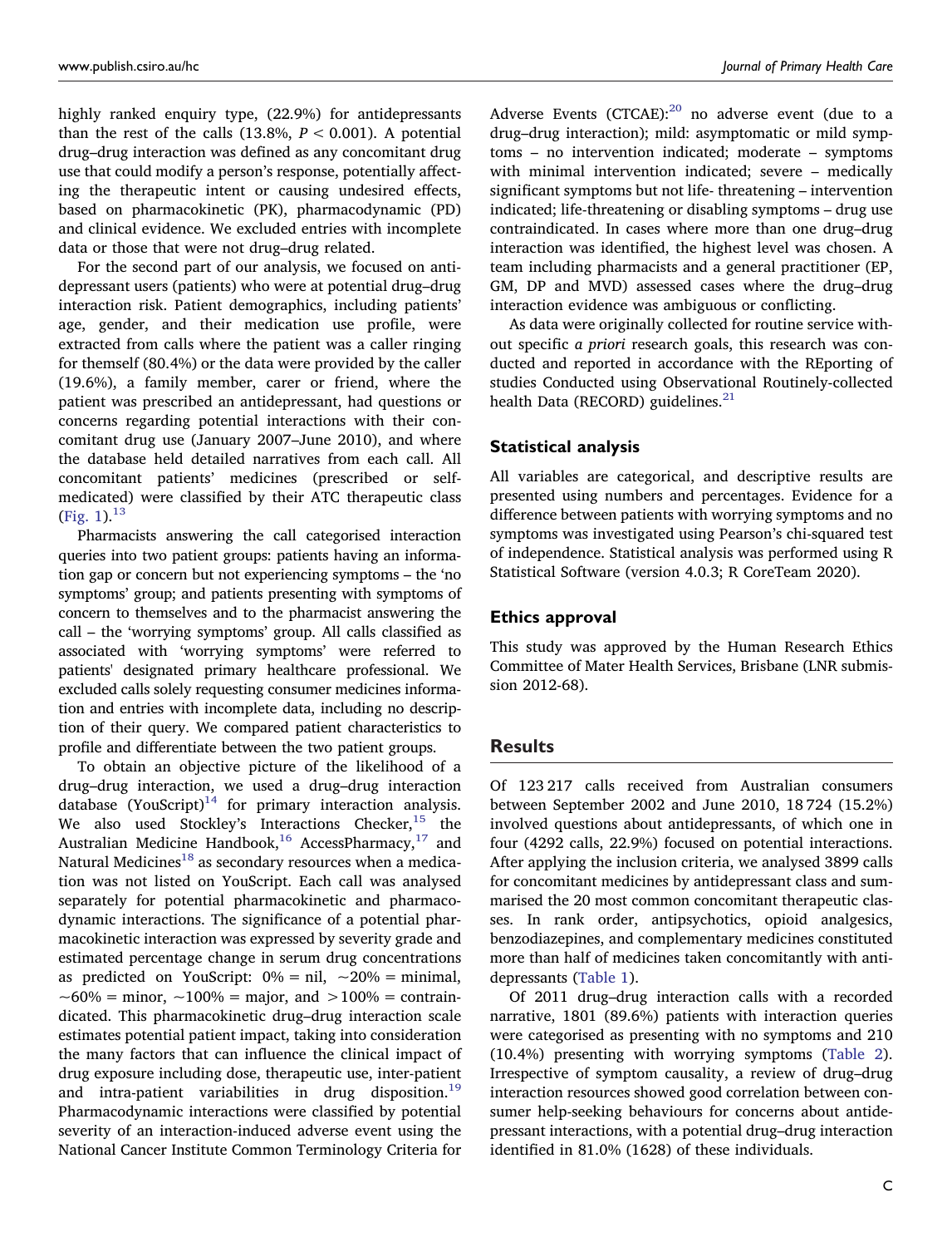highly ranked enquiry type, (22.9%) for antidepressants than the rest of the calls (13.8%, $P < 0.001$). A potential drug–drug interaction was defined as any concomitant drug use that could modify a person's response, potentially affecting the therapeutic intent or causing undesired effects, based on pharmacokinetic (PK), pharmacodynamic (PD) and clinical evidence. We excluded entries with incomplete data or those that were not drug–drug related.

For the second part of our analysis, we focused on antidepressant users (patients) who were at potential drug–drug interaction risk. Patient demographics, including patients' age, gender, and their medication use profile, were extracted from calls where the patient was a caller ringing for themself (80.4%) or the data were provided by the caller (19.6%), a family member, carer or friend, where the patient was prescribed an antidepressant, had questions or concerns regarding potential interactions with their concomitant drug use (January 2007–June 2010), and where the database held detailed narratives from each call. All concomitant patients' medicines (prescribed or self-medicated) were classified by their ATC therapeutic class (Fig. 1).[13]

Pharmacists answering the call categorised interaction queries into two patient groups: patients having an information gap or concern but not experiencing symptoms – the 'no symptoms' group; and patients presenting with symptoms of concern to themselves and to the pharmacist answering the call – the 'worrying symptoms' group. All calls classified as associated with 'worrying symptoms' were referred to patients' designated primary healthcare professional. We excluded calls solely requesting consumer medicines information and entries with incomplete data, including no description of their query. We compared patient characteristics to profile and differentiate between the two patient groups.

To obtain an objective picture of the likelihood of a drug–drug interaction, we used a drug–drug interaction database (YouScript)[14] for primary interaction analysis. We also used Stockley's Interactions Checker,[15] the Australian Medicine Handbook,[16] AccessPharmacy,[17] and Natural Medicines[18] as secondary resources when a medication was not listed on YouScript. Each call was analysed separately for potential pharmacokinetic and pharmacodynamic interactions. The significance of a potential pharmacokinetic interaction was expressed by severity grade and estimated percentage change in serum drug concentrations as predicted on YouScript: 0% = nil, ~20% = minimal, ~60% = minor, ~100% = major, and >100% = contraindicated. This pharmacokinetic drug–drug interaction scale estimates potential patient impact, taking into consideration the many factors that can influence the clinical impact of drug exposure including dose, therapeutic use, inter-patient and intra-patient variabilities in drug disposition.[19] Pharmacodynamic interactions were classified by potential severity of an interaction-induced adverse event using the National Cancer Institute Common Terminology Criteria for Adverse Events (CTCAE):[20] no adverse event (due to a drug–drug interaction); mild: asymptomatic or mild symptoms – no intervention indicated; moderate – symptoms with minimal intervention indicated; severe – medically significant symptoms but not life- threatening – intervention indicated; life-threatening or disabling symptoms – drug use contraindicated. In cases where more than one drug–drug interaction was identified, the highest level was chosen. A team including pharmacists and a general practitioner (EP, GM, DP and MVD) assessed cases where the drug–drug interaction evidence was ambiguous or conflicting.

As data were originally collected for routine service without specific *a priori* research goals, this research was conducted and reported in accordance with the REporting of studies Conducted using Observational Routinely-collected health Data (RECORD) guidelines.[21]

## Statistical analysis

All variables are categorical, and descriptive results are presented using numbers and percentages. Evidence for a difference between patients with worrying symptoms and no symptoms was investigated using Pearson's chi-squared test of independence. Statistical analysis was performed using R Statistical Software (version 4.0.3; R CoreTeam 2020).

## Ethics approval

This study was approved by the Human Research Ethics Committee of Mater Health Services, Brisbane (LNR submission 2012-68).

# Results

Of 123 217 calls received from Australian consumers between September 2002 and June 2010, 18 724 (15.2%) involved questions about antidepressants, of which one in four (4292 calls, 22.9%) focused on potential interactions. After applying the inclusion criteria, we analysed 3899 calls for concomitant medicines by antidepressant class and summarised the 20 most common concomitant therapeutic classes. In rank order, antipsychotics, opioid analgesics, benzodiazepines, and complementary medicines constituted more than half of medicines taken concomitantly with antidepressants (Table 1).

Of 2011 drug–drug interaction calls with a recorded narrative, 1801 (89.6%) patients with interaction queries were categorised as presenting with no symptoms and 210 (10.4%) presenting with worrying symptoms (Table 2). Irrespective of symptom causality, a review of drug–drug interaction resources showed good correlation between consumer help-seeking behaviours for concerns about antidepressant interactions, with a potential drug–drug interaction identified in 81.0% (1628) of these individuals.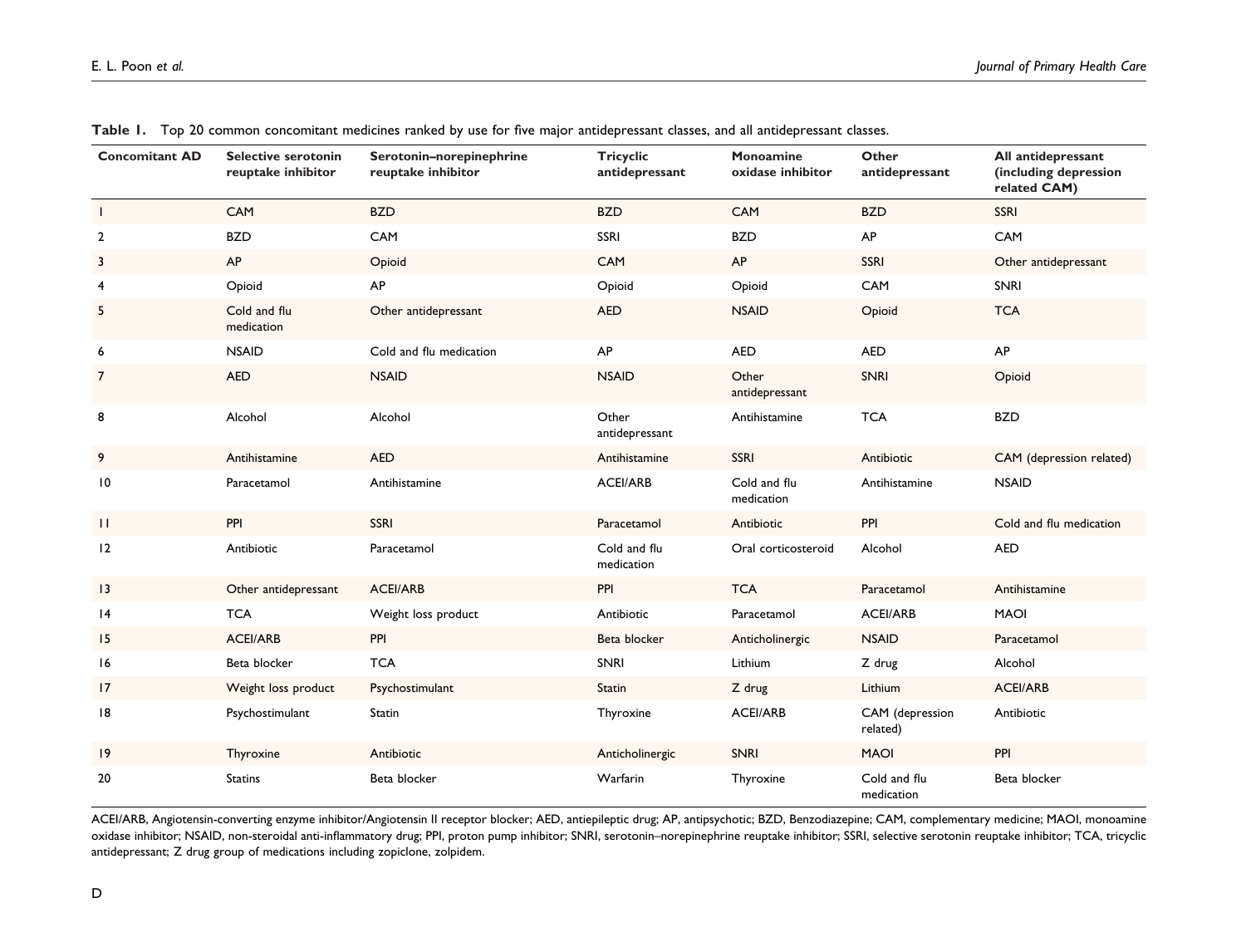**Table 1.** Top 20 common concomitant medicines ranked by use for five major antidepressant classes, and all antidepressant classes.

| Concomitant AD | Selective serotonin reuptake inhibitor | Serotonin–norepinephrine reuptake inhibitor | Tricyclic antidepressant | Monoamine oxidase inhibitor | Other antidepressant | All antidepressant (including depression related CAM) |
|---|---|---|---|---|---|---|
| 1 | CAM | BZD | BZD | CAM | BZD | SSRI |
| 2 | BZD | CAM | SSRI | BZD | AP | CAM |
| 3 | AP | Opioid | CAM | AP | SSRI | Other antidepressant |
| 4 | Opioid | AP | Opioid | Opioid | CAM | SNRI |
| 5 | Cold and flu medication | Other antidepressant | AED | NSAID | Opioid | TCA |
| 6 | NSAID | Cold and flu medication | AP | AED | AED | AP |
| 7 | AED | NSAID | NSAID | Other antidepressant | SNRI | Opioid |
| 8 | Alcohol | Alcohol | Other antidepressant | Antihistamine | TCA | BZD |
| 9 | Antihistamine | AED | Antihistamine | SSRI | Antibiotic | CAM (depression related) |
| 10 | Paracetamol | Antihistamine | ACEI/ARB | Cold and flu medication | Antihistamine | NSAID |
| 11 | PPI | SSRI | Paracetamol | Antibiotic | PPI | Cold and flu medication |
| 12 | Antibiotic | Paracetamol | Cold and flu medication | Oral corticosteroid | Alcohol | AED |
| 13 | Other antidepressant | ACEI/ARB | PPI | TCA | Paracetamol | Antihistamine |
| 14 | TCA | Weight loss product | Antibiotic | Paracetamol | ACEI/ARB | MAOI |
| 15 | ACEI/ARB | PPI | Beta blocker | Anticholinergic | NSAID | Paracetamol |
| 16 | Beta blocker | TCA | SNRI | Lithium | Z drug | Alcohol |
| 17 | Weight loss product | Psychostimulant | Statin | Z drug | Lithium | ACEI/ARB |
| 18 | Psychostimulant | Statin | Thyroxine | ACEI/ARB | CAM (depression related) | Antibiotic |
| 19 | Thyroxine | Antibiotic | Anticholinergic | SNRI | MAOI | PPI |
| 20 | Statins | Beta blocker | Warfarin | Thyroxine | Cold and flu medication | Beta blocker |

ACEI/ARB, Angiotensin-converting enzyme inhibitor/Angiotensin II receptor blocker; AED, antiepileptic drug; AP, antipsychotic; BZD, Benzodiazepine; CAM, complementary medicine; MAOI, monoamine oxidase inhibitor; NSAID, non-steroidal anti-inflammatory drug; PPI, proton pump inhibitor; SNRI, serotonin–norepinephrine reuptake inhibitor; SSRI, selective serotonin reuptake inhibitor; TCA, tricyclic antidepressant; Z drug group of medications including zopiclone, zolpidem.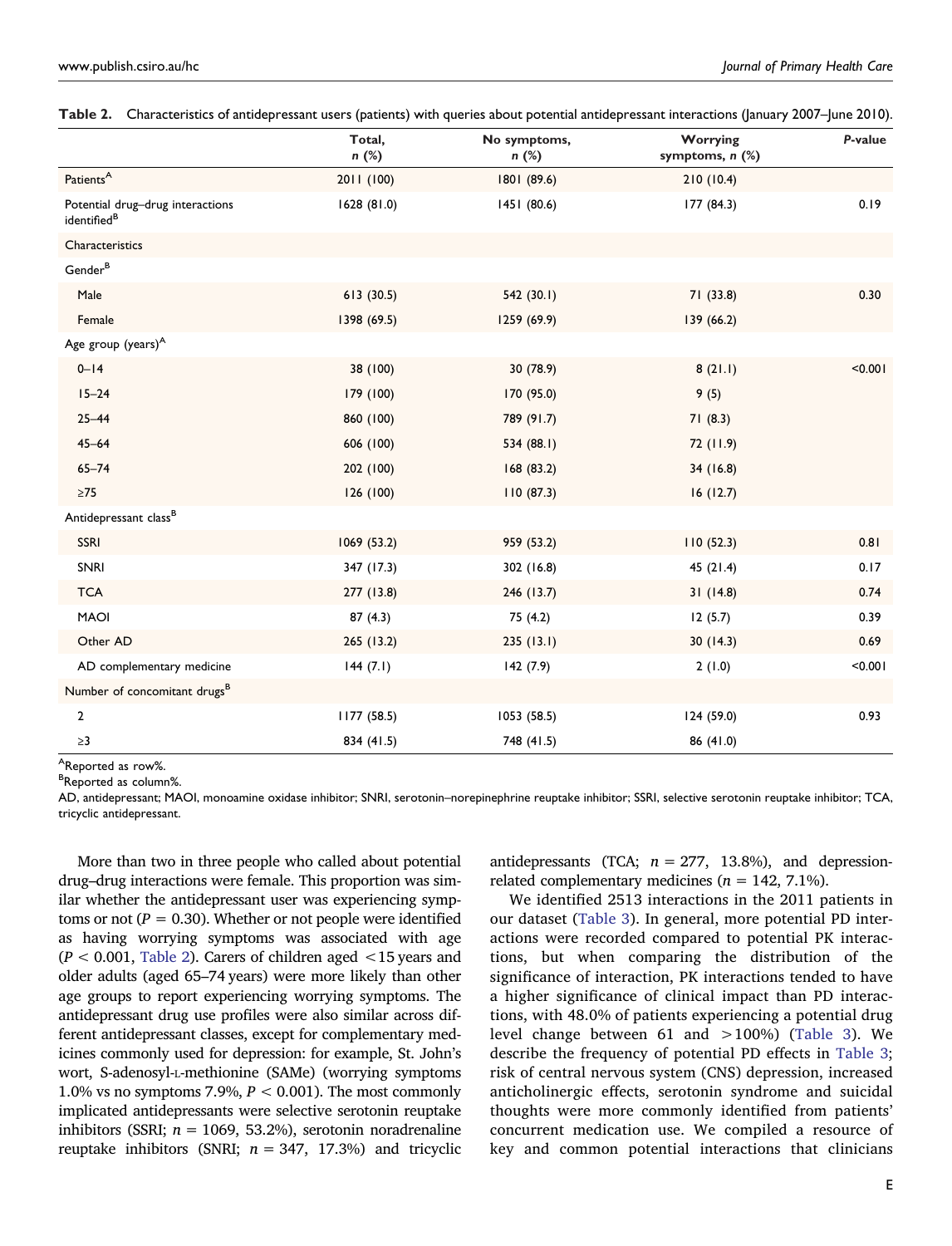**Table 2.** Characteristics of antidepressant users (patients) with queries about potential antidepressant interactions (January 2007–June 2010).

| | Total, *n* (%) | No symptoms, *n* (%) | Worrying symptoms, *n* (%) | *P*-value |
|---|---|---|---|---|
| Patients[A] | 2011 (100) | 1801 (89.6) | 210 (10.4) | |
| Potential drug–drug interactions identified[B] | 1628 (81.0) | 1451 (80.6) | 177 (84.3) | 0.19 |
| Characteristics | | | | |
| Gender[B] | | | | |
| Male | 613 (30.5) | 542 (30.1) | 71 (33.8) | 0.30 |
| Female | 1398 (69.5) | 1259 (69.9) | 139 (66.2) | |
| Age group (years)[A] | | | | |
| 0–14 | 38 (100) | 30 (78.9) | 8 (21.1) | <0.001 |
| 15–24 | 179 (100) | 170 (95.0) | 9 (5) | |
| 25–44 | 860 (100) | 789 (91.7) | 71 (8.3) | |
| 45–64 | 606 (100) | 534 (88.1) | 72 (11.9) | |
| 65–74 | 202 (100) | 168 (83.2) | 34 (16.8) | |
| ≥75 | 126 (100) | 110 (87.3) | 16 (12.7) | |
| Antidepressant class[B] | | | | |
| SSRI | 1069 (53.2) | 959 (53.2) | 110 (52.3) | 0.81 |
| SNRI | 347 (17.3) | 302 (16.8) | 45 (21.4) | 0.17 |
| TCA | 277 (13.8) | 246 (13.7) | 31 (14.8) | 0.74 |
| MAOI | 87 (4.3) | 75 (4.2) | 12 (5.7) | 0.39 |
| Other AD | 265 (13.2) | 235 (13.1) | 30 (14.3) | 0.69 |
| AD complementary medicine | 144 (7.1) | 142 (7.9) | 2 (1.0) | <0.001 |
| Number of concomitant drugs[B] | | | | |
| 2 | 1177 (58.5) | 1053 (58.5) | 124 (59.0) | 0.93 |
| ≥3 | 834 (41.5) | 748 (41.5) | 86 (41.0) | |

[A]Reported as row%.
[B]Reported as column%.
AD, antidepressant; MAOI, monoamine oxidase inhibitor; SNRI, serotonin–norepinephrine reuptake inhibitor; SSRI, selective serotonin reuptake inhibitor; TCA, tricyclic antidepressant.

More than two in three people who called about potential drug–drug interactions were female. This proportion was similar whether the antidepressant user was experiencing symptoms or not ($P = 0.30$). Whether or not people were identified as having worrying symptoms was associated with age ($P < 0.001$, Table 2). Carers of children aged <15 years and older adults (aged 65–74 years) were more likely than other age groups to report experiencing worrying symptoms. The antidepressant drug use profiles were also similar across different antidepressant classes, except for complementary medicines commonly used for depression: for example, St. John's wort, S-adenosyl-L-methionine (SAMe) (worrying symptoms 1.0% vs no symptoms 7.9%, $P < 0.001$). The most commonly implicated antidepressants were selective serotonin reuptake inhibitors (SSRI; $n = 1069$, 53.2%), serotonin noradrenaline reuptake inhibitors (SNRI; $n = 347$, 17.3%) and tricyclic antidepressants (TCA; $n = 277$, 13.8%), and depression-related complementary medicines ($n = 142$, 7.1%).

We identified 2513 interactions in the 2011 patients in our dataset (Table 3). In general, more potential PD interactions were recorded compared to potential PK interactions, but when comparing the distribution of the significance of interaction, PK interactions tended to have a higher significance of clinical impact than PD interactions, with 48.0% of patients experiencing a potential drug level change between 61 and >100%) (Table 3). We describe the frequency of potential PD effects in Table 3; risk of central nervous system (CNS) depression, increased anticholinergic effects, serotonin syndrome and suicidal thoughts were more commonly identified from patients' concurrent medication use. We compiled a resource of key and common potential interactions that clinicians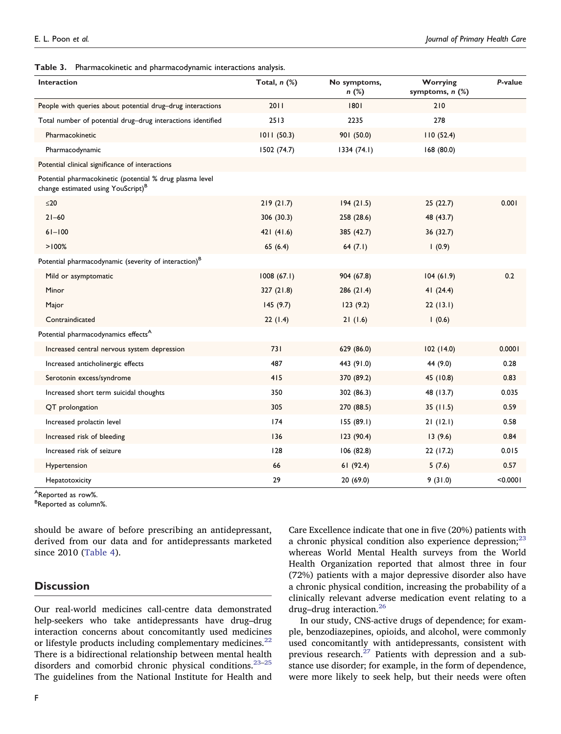**Table 3.** Pharmacokinetic and pharmacodynamic interactions analysis.

| Interaction | Total, *n* (%) | No symptoms, *n* (%) | Worrying symptoms, *n* (%) | *P*-value |
|---|---|---|---|---|
| People with queries about potential drug–drug interactions | 2011 | 1801 | 210 | |
| Total number of potential drug–drug interactions identified | 2513 | 2235 | 278 | |
| Pharmacokinetic | 1011 (50.3) | 901 (50.0) | 110 (52.4) | |
| Pharmacodynamic | 1502 (74.7) | 1334 (74.1) | 168 (80.0) | |
| Potential clinical significance of interactions | | | | |
| Potential pharmacokinetic (potential % drug plasma level change estimated using YouScript)[B] | | | | |
| ≤20 | 219 (21.7) | 194 (21.5) | 25 (22.7) | 0.001 |
| 21–60 | 306 (30.3) | 258 (28.6) | 48 (43.7) | |
| 61–100 | 421 (41.6) | 385 (42.7) | 36 (32.7) | |
| >100% | 65 (6.4) | 64 (7.1) | 1 (0.9) | |
| Potential pharmacodynamic (severity of interaction)[B] | | | | |
| Mild or asymptomatic | 1008 (67.1) | 904 (67.8) | 104 (61.9) | 0.2 |
| Minor | 327 (21.8) | 286 (21.4) | 41 (24.4) | |
| Major | 145 (9.7) | 123 (9.2) | 22 (13.1) | |
| Contraindicated | 22 (1.4) | 21 (1.6) | 1 (0.6) | |
| Potential pharmacodynamics effects[A] | | | | |
| Increased central nervous system depression | 731 | 629 (86.0) | 102 (14.0) | 0.0001 |
| Increased anticholinergic effects | 487 | 443 (91.0) | 44 (9.0) | 0.28 |
| Serotonin excess/syndrome | 415 | 370 (89.2) | 45 (10.8) | 0.83 |
| Increased short term suicidal thoughts | 350 | 302 (86.3) | 48 (13.7) | 0.035 |
| QT prolongation | 305 | 270 (88.5) | 35 (11.5) | 0.59 |
| Increased prolactin level | 174 | 155 (89.1) | 21 (12.1) | 0.58 |
| Increased risk of bleeding | 136 | 123 (90.4) | 13 (9.6) | 0.84 |
| Increased risk of seizure | 128 | 106 (82.8) | 22 (17.2) | 0.015 |
| Hypertension | 66 | 61 (92.4) | 5 (7.6) | 0.57 |
| Hepatotoxicity | 29 | 20 (69.0) | 9 (31.0) | <0.0001 |

[A]Reported as row%.
[B]Reported as column%.

should be aware of before prescribing an antidepressant, derived from our data and for antidepressants marketed since 2010 (Table 4).

## Discussion

Our real-world medicines call-centre data demonstrated help-seekers who take antidepressants have drug–drug interaction concerns about concomitantly used medicines or lifestyle products including complementary medicines.[22] There is a bidirectional relationship between mental health disorders and comorbid chronic physical conditions.[23–25] The guidelines from the National Institute for Health and Care Excellence indicate that one in five (20%) patients with a chronic physical condition also experience depression;[23] whereas World Mental Health surveys from the World Health Organization reported that almost three in four (72%) patients with a major depressive disorder also have a chronic physical condition, increasing the probability of a clinically relevant adverse medication event relating to a drug–drug interaction.[26]

In our study, CNS-active drugs of dependence; for example, benzodiazepines, opioids, and alcohol, were commonly used concomitantly with antidepressants, consistent with previous research.[27] Patients with depression and a substance use disorder; for example, in the form of dependence, were more likely to seek help, but their needs were often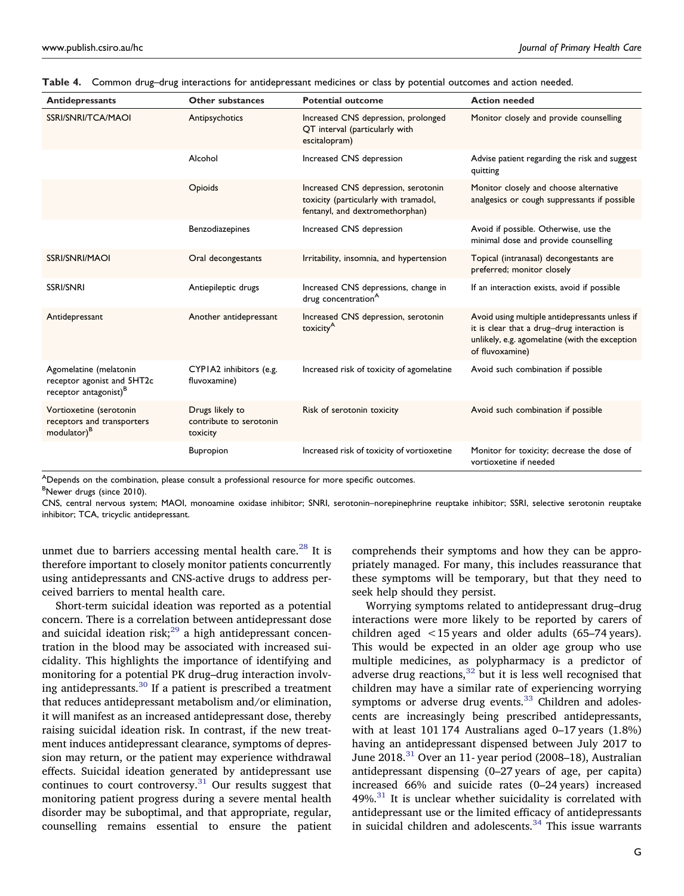**Table 4.** Common drug–drug interactions for antidepressant medicines or class by potential outcomes and action needed.

| Antidepressants | Other substances | Potential outcome | Action needed |
|---|---|---|---|
| SSRI/SNRI/TCA/MAOI | Antipsychotics | Increased CNS depression, prolonged QT interval (particularly with escitalopram) | Monitor closely and provide counselling |
| | Alcohol | Increased CNS depression | Advise patient regarding the risk and suggest quitting |
| | Opioids | Increased CNS depression, serotonin toxicity (particularly with tramadol, fentanyl, and dextromethorphan) | Monitor closely and choose alternative analgesics or cough suppressants if possible |
| | Benzodiazepines | Increased CNS depression | Avoid if possible. Otherwise, use the minimal dose and provide counselling |
| SSRI/SNRI/MAOI | Oral decongestants | Irritability, insomnia, and hypertension | Topical (intranasal) decongestants are preferred; monitor closely |
| SSRI/SNRI | Antiepileptic drugs | Increased CNS depressions, change in drug concentration[A] | If an interaction exists, avoid if possible |
| Antidepressant | Another antidepressant | Increased CNS depression, serotonin toxicity[A] | Avoid using multiple antidepressants unless if it is clear that a drug–drug interaction is unlikely, e.g. agomelatine (with the exception of fluvoxamine) |
| Agomelatine (melatonin receptor agonist and 5HT2c receptor antagonist)[B] | CYP1A2 inhibitors (e.g. fluvoxamine) | Increased risk of toxicity of agomelatine | Avoid such combination if possible |
| Vortioxetine (serotonin receptors and transporters modulator)[B] | Drugs likely to contribute to serotonin toxicity | Risk of serotonin toxicity | Avoid such combination if possible |
| | Bupropion | Increased risk of toxicity of vortioxetine | Monitor for toxicity; decrease the dose of vortioxetine if needed |

[A]Depends on the combination, please consult a professional resource for more specific outcomes.
[B]Newer drugs (since 2010).
CNS, central nervous system; MAOI, monoamine oxidase inhibitor; SNRI, serotonin–norepinephrine reuptake inhibitor; SSRI, selective serotonin reuptake inhibitor; TCA, tricyclic antidepressant.

unmet due to barriers accessing mental health care.[28] It is therefore important to closely monitor patients concurrently using antidepressants and CNS-active drugs to address perceived barriers to mental health care.

Short-term suicidal ideation was reported as a potential concern. There is a correlation between antidepressant dose and suicidal ideation risk;[29] a high antidepressant concentration in the blood may be associated with increased suicidality. This highlights the importance of identifying and monitoring for a potential PK drug–drug interaction involving antidepressants.[30] If a patient is prescribed a treatment that reduces antidepressant metabolism and/or elimination, it will manifest as an increased antidepressant dose, thereby raising suicidal ideation risk. In contrast, if the new treatment induces antidepressant clearance, symptoms of depression may return, or the patient may experience withdrawal effects. Suicidal ideation generated by antidepressant use continues to court controversy.[31] Our results suggest that monitoring patient progress during a severe mental health disorder may be suboptimal, and that appropriate, regular, counselling remains essential to ensure the patient comprehends their symptoms and how they can be appropriately managed. For many, this includes reassurance that these symptoms will be temporary, but that they need to seek help should they persist.

Worrying symptoms related to antidepressant drug–drug interactions were more likely to be reported by carers of children aged <15 years and older adults (65–74 years). This would be expected in an older age group who use multiple medicines, as polypharmacy is a predictor of adverse drug reactions,[32] but it is less well recognised that children may have a similar rate of experiencing worrying symptoms or adverse drug events.[33] Children and adolescents are increasingly being prescribed antidepressants, with at least 101 174 Australians aged 0–17 years (1.8%) having an antidepressant dispensed between July 2017 to June 2018.[31] Over an 11-year period (2008–18), Australian antidepressant dispensing (0–27 years of age, per capita) increased 66% and suicide rates (0–24 years) increased 49%.[31] It is unclear whether suicidality is correlated with antidepressant use or the limited efficacy of antidepressants in suicidal children and adolescents.[34] This issue warrants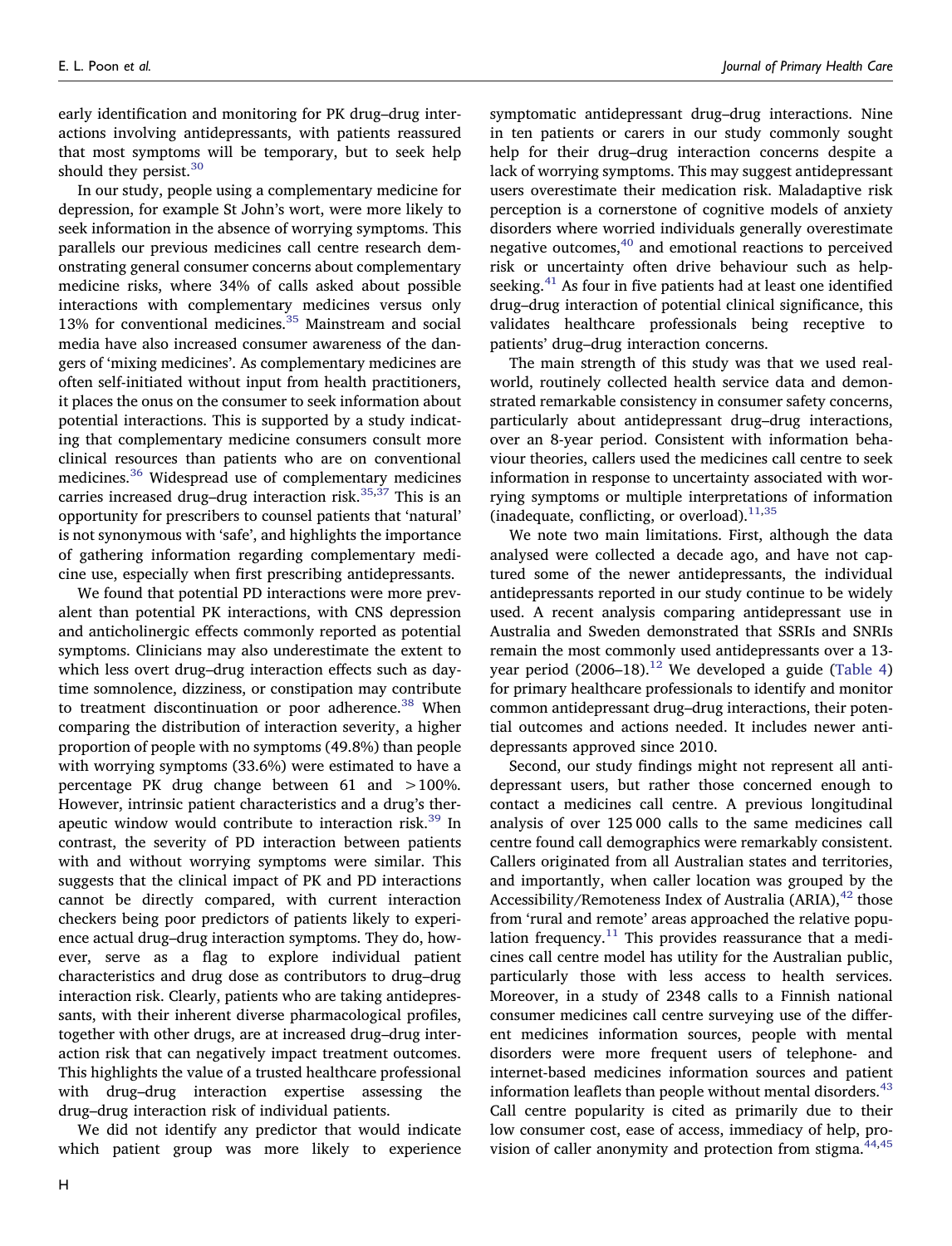early identification and monitoring for PK drug–drug interactions involving antidepressants, with patients reassured that most symptoms will be temporary, but to seek help should they persist.[30]

In our study, people using a complementary medicine for depression, for example St John's wort, were more likely to seek information in the absence of worrying symptoms. This parallels our previous medicines call centre research demonstrating general consumer concerns about complementary medicine risks, where 34% of calls asked about possible interactions with complementary medicines versus only 13% for conventional medicines.[35] Mainstream and social media have also increased consumer awareness of the dangers of 'mixing medicines'. As complementary medicines are often self-initiated without input from health practitioners, it places the onus on the consumer to seek information about potential interactions. This is supported by a study indicating that complementary medicine consumers consult more clinical resources than patients who are on conventional medicines.[36] Widespread use of complementary medicines carries increased drug–drug interaction risk.[35,37] This is an opportunity for prescribers to counsel patients that 'natural' is not synonymous with 'safe', and highlights the importance of gathering information regarding complementary medicine use, especially when first prescribing antidepressants.

We found that potential PD interactions were more prevalent than potential PK interactions, with CNS depression and anticholinergic effects commonly reported as potential symptoms. Clinicians may also underestimate the extent to which less overt drug–drug interaction effects such as daytime somnolence, dizziness, or constipation may contribute to treatment discontinuation or poor adherence.[38] When comparing the distribution of interaction severity, a higher proportion of people with no symptoms (49.8%) than people with worrying symptoms (33.6%) were estimated to have a percentage PK drug change between 61 and >100%. However, intrinsic patient characteristics and a drug's therapeutic window would contribute to interaction risk.[39] In contrast, the severity of PD interaction between patients with and without worrying symptoms were similar. This suggests that the clinical impact of PK and PD interactions cannot be directly compared, with current interaction checkers being poor predictors of patients likely to experience actual drug–drug interaction symptoms. They do, however, serve as a flag to explore individual patient characteristics and drug dose as contributors to drug–drug interaction risk. Clearly, patients who are taking antidepressants, with their inherent diverse pharmacological profiles, together with other drugs, are at increased drug–drug interaction risk that can negatively impact treatment outcomes. This highlights the value of a trusted healthcare professional with drug–drug interaction expertise assessing the drug–drug interaction risk of individual patients.

We did not identify any predictor that would indicate which patient group was more likely to experience symptomatic antidepressant drug–drug interactions. Nine in ten patients or carers in our study commonly sought help for their drug–drug interaction concerns despite a lack of worrying symptoms. This may suggest antidepressant users overestimate their medication risk. Maladaptive risk perception is a cornerstone of cognitive models of anxiety disorders where worried individuals generally overestimate negative outcomes,[40] and emotional reactions to perceived risk or uncertainty often drive behaviour such as help-seeking.[41] As four in five patients had at least one identified drug–drug interaction of potential clinical significance, this validates healthcare professionals being receptive to patients' drug–drug interaction concerns.

The main strength of this study was that we used real-world, routinely collected health service data and demonstrated remarkable consistency in consumer safety concerns, particularly about antidepressant drug–drug interactions, over an 8-year period. Consistent with information behaviour theories, callers used the medicines call centre to seek information in response to uncertainty associated with worrying symptoms or multiple interpretations of information (inadequate, conflicting, or overload).[11,35]

We note two main limitations. First, although the data analysed were collected a decade ago, and have not captured some of the newer antidepressants, the individual antidepressants reported in our study continue to be widely used. A recent analysis comparing antidepressant use in Australia and Sweden demonstrated that SSRIs and SNRIs remain the most commonly used antidepressants over a 13-year period (2006–18).[12] We developed a guide (Table 4) for primary healthcare professionals to identify and monitor common antidepressant drug–drug interactions, their potential outcomes and actions needed. It includes newer antidepressants approved since 2010.

Second, our study findings might not represent all antidepressant users, but rather those concerned enough to contact a medicines call centre. A previous longitudinal analysis of over 125 000 calls to the same medicines call centre found call demographics were remarkably consistent. Callers originated from all Australian states and territories, and importantly, when caller location was grouped by the Accessibility/Remoteness Index of Australia (ARIA),[42] those from 'rural and remote' areas approached the relative population frequency.[11] This provides reassurance that a medicines call centre model has utility for the Australian public, particularly those with less access to health services. Moreover, in a study of 2348 calls to a Finnish national consumer medicines call centre surveying use of the different medicines information sources, people with mental disorders were more frequent users of telephone- and internet-based medicines information sources and patient information leaflets than people without mental disorders.[43] Call centre popularity is cited as primarily due to their low consumer cost, ease of access, immediacy of help, provision of caller anonymity and protection from stigma.[44,45]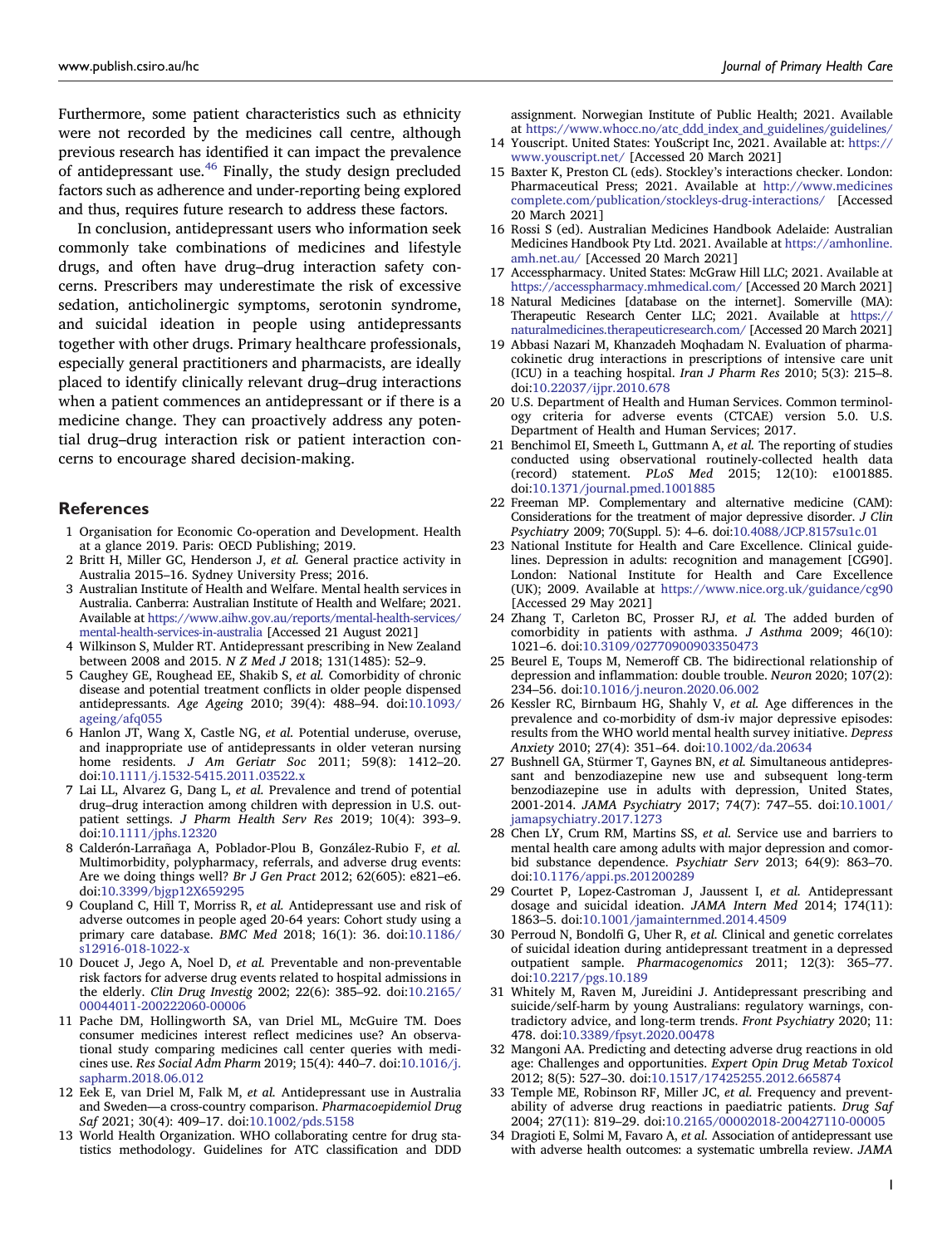Furthermore, some patient characteristics such as ethnicity were not recorded by the medicines call centre, although previous research has identified it can impact the prevalence of antidepressant use.[46] Finally, the study design precluded factors such as adherence and under-reporting being explored and thus, requires future research to address these factors.

In conclusion, antidepressant users who information seek commonly take combinations of medicines and lifestyle drugs, and often have drug–drug interaction safety concerns. Prescribers may underestimate the risk of excessive sedation, anticholinergic symptoms, serotonin syndrome, and suicidal ideation in people using antidepressants together with other drugs. Primary healthcare professionals, especially general practitioners and pharmacists, are ideally placed to identify clinically relevant drug–drug interactions when a patient commences an antidepressant or if there is a medicine change. They can proactively address any potential drug–drug interaction risk or patient interaction concerns to encourage shared decision-making.

## References

1 Organisation for Economic Co-operation and Development. Health at a glance 2019. Paris: OECD Publishing; 2019.
2 Britt H, Miller GC, Henderson J, *et al.* General practice activity in Australia 2015–16. Sydney University Press; 2016.
3 Australian Institute of Health and Welfare. Mental health services in Australia. Canberra: Australian Institute of Health and Welfare; 2021. Available at https://www.aihw.gov.au/reports/mental-health-services/mental-health-services-in-australia [Accessed 21 August 2021]
4 Wilkinson S, Mulder RT. Antidepressant prescribing in New Zealand between 2008 and 2015. *N Z Med J* 2018; 131(1485): 52–9.
5 Caughey GE, Roughead EE, Shakib S, *et al.* Comorbidity of chronic disease and potential treatment conflicts in older people dispensed antidepressants. *Age Ageing* 2010; 39(4): 488–94. doi:10.1093/ageing/afq055
6 Hanlon JT, Wang X, Castle NG, *et al.* Potential underuse, overuse, and inappropriate use of antidepressants in older veteran nursing home residents. *J Am Geriatr Soc* 2011; 59(8): 1412–20. doi:10.1111/j.1532-5415.2011.03522.x
7 Lai LL, Alvarez G, Dang L, *et al.* Prevalence and trend of potential drug–drug interaction among children with depression in U.S. outpatient settings. *J Pharm Health Serv Res* 2019; 10(4): 393–9. doi:10.1111/jphs.12320
8 Calderón-Larrañaga A, Poblador-Plou B, González-Rubio F, *et al.* Multimorbidity, polypharmacy, referrals, and adverse drug events: Are we doing things well? *Br J Gen Pract* 2012; 62(605): e821–e6. doi:10.3399/bjgp12X659295
9 Coupland C, Hill T, Morriss R, *et al.* Antidepressant use and risk of adverse outcomes in people aged 20-64 years: Cohort study using a primary care database. *BMC Med* 2018; 16(1): 36. doi:10.1186/s12916-018-1022-x
10 Doucet J, Jego A, Noel D, *et al.* Preventable and non-preventable risk factors for adverse drug events related to hospital admissions in the elderly. *Clin Drug Investig* 2002; 22(6): 385–92. doi:10.2165/00044011-200222060-00006
11 Pache DM, Hollingworth SA, van Driel ML, McGuire TM. Does consumer medicines interest reflect medicines use? An observational study comparing medicines call center queries with medicines use. *Res Social Adm Pharm* 2019; 15(4): 440–7. doi:10.1016/j.sapharm.2018.06.012
12 Eek E, van Driel M, Falk M, *et al.* Antidepressant use in Australia and Sweden—a cross-country comparison. *Pharmacoepidemiol Drug Saf* 2021; 30(4): 409–17. doi:10.1002/pds.5158
13 World Health Organization. WHO collaborating centre for drug statistics methodology. Guidelines for ATC classification and DDD assignment. Norwegian Institute of Public Health; 2021. Available at https://www.whocc.no/atc_ddd_index_and_guidelines/guidelines/
14 Youscript. United States: YouScript Inc, 2021. Available at: https://www.youscript.net/ [Accessed 20 March 2021]
15 Baxter K, Preston CL (eds). Stockley's interactions checker. London: Pharmaceutical Press; 2021. Available at http://www.medicinescomplete.com/publication/stockleys-drug-interactions/ [Accessed 20 March 2021]
16 Rossi S (ed). Australian Medicines Handbook Adelaide: Australian Medicines Handbook Pty Ltd. 2021. Available at https://amhonline.amh.net.au/ [Accessed 20 March 2021]
17 Accesspharmacy. United States: McGraw Hill LLC; 2021. Available at https://accesspharmacy.mhmedical.com/ [Accessed 20 March 2021]
18 Natural Medicines [database on the internet]. Somerville (MA): Therapeutic Research Center LLC; 2021. Available at https://naturalmedicines.therapeuticresearch.com/ [Accessed 20 March 2021]
19 Abbasi Nazari M, Khanzadeh Moqhadam N. Evaluation of pharmacokinetic drug interactions in prescriptions of intensive care unit (ICU) in a teaching hospital. *Iran J Pharm Res* 2010; 5(3): 215–8. doi:10.22037/ijpr.2010.678
20 U.S. Department of Health and Human Services. Common terminology criteria for adverse events (CTCAE) version 5.0. U.S. Department of Health and Human Services; 2017.
21 Benchimol EI, Smeeth L, Guttmann A, *et al.* The reporting of studies conducted using observational routinely-collected health data (record) statement. *PLoS Med* 2015; 12(10): e1001885. doi:10.1371/journal.pmed.1001885
22 Freeman MP. Complementary and alternative medicine (CAM): Considerations for the treatment of major depressive disorder. *J Clin Psychiatry* 2009; 70(Suppl. 5): 4–6. doi:10.4088/JCP.8157su1c.01
23 National Institute for Health and Care Excellence. Clinical guidelines. Depression in adults: recognition and management [CG90]. London: National Institute for Health and Care Excellence (UK); 2009. Available at https://www.nice.org.uk/guidance/cg90 [Accessed 29 May 2021]
24 Zhang T, Carleton BC, Prosser RJ, *et al.* The added burden of comorbidity in patients with asthma. *J Asthma* 2009; 46(10): 1021–6. doi:10.3109/02770900903350473
25 Beurel E, Toups M, Nemeroff CB. The bidirectional relationship of depression and inflammation: double trouble. *Neuron* 2020; 107(2): 234–56. doi:10.1016/j.neuron.2020.06.002
26 Kessler RC, Birnbaum HG, Shahly V, *et al.* Age differences in the prevalence and co-morbidity of dsm-iv major depressive episodes: results from the WHO world mental health survey initiative. *Depress Anxiety* 2010; 27(4): 351–64. doi:10.1002/da.20634
27 Bushnell GA, Stürmer T, Gaynes BN, *et al.* Simultaneous antidepressant and benzodiazepine new use and subsequent long-term benzodiazepine use in adults with depression, United States, 2001-2014. *JAMA Psychiatry* 2017; 74(7): 747–55. doi:10.1001/jamapsychiatry.2017.1273
28 Chen LY, Crum RM, Martins SS, *et al.* Service use and barriers to mental health care among adults with major depression and comorbid substance dependence. *Psychiatr Serv* 2013; 64(9): 863–70. doi:10.1176/appi.ps.201200289
29 Courtet P, Lopez-Castroman J, Jaussent I, *et al.* Antidepressant dosage and suicidal ideation. *JAMA Intern Med* 2014; 174(11): 1863–5. doi:10.1001/jamainternmed.2014.4509
30 Perroud N, Bondolfi G, Uher R, *et al.* Clinical and genetic correlates of suicidal ideation during antidepressant treatment in a depressed outpatient sample. *Pharmacogenomics* 2011; 12(3): 365–77. doi:10.2217/pgs.10.189
31 Whitely M, Raven M, Jureidini J. Antidepressant prescribing and suicide/self-harm by young Australians: regulatory warnings, contradictory advice, and long-term trends. *Front Psychiatry* 2020; 11: 478. doi:10.3389/fpsyt.2020.00478
32 Mangoni AA. Predicting and detecting adverse drug reactions in old age: Challenges and opportunities. *Expert Opin Drug Metab Toxicol* 2012; 8(5): 527–30. doi:10.1517/17425255.2012.665874
33 Temple ME, Robinson RF, Miller JC, *et al.* Frequency and preventability of adverse drug reactions in paediatric patients. *Drug Saf* 2004; 27(11): 819–29. doi:10.2165/00002018-200427110-00005
34 Dragioti E, Solmi M, Favaro A, *et al.* Association of antidepressant use with adverse health outcomes: a systematic umbrella review. *JAMA*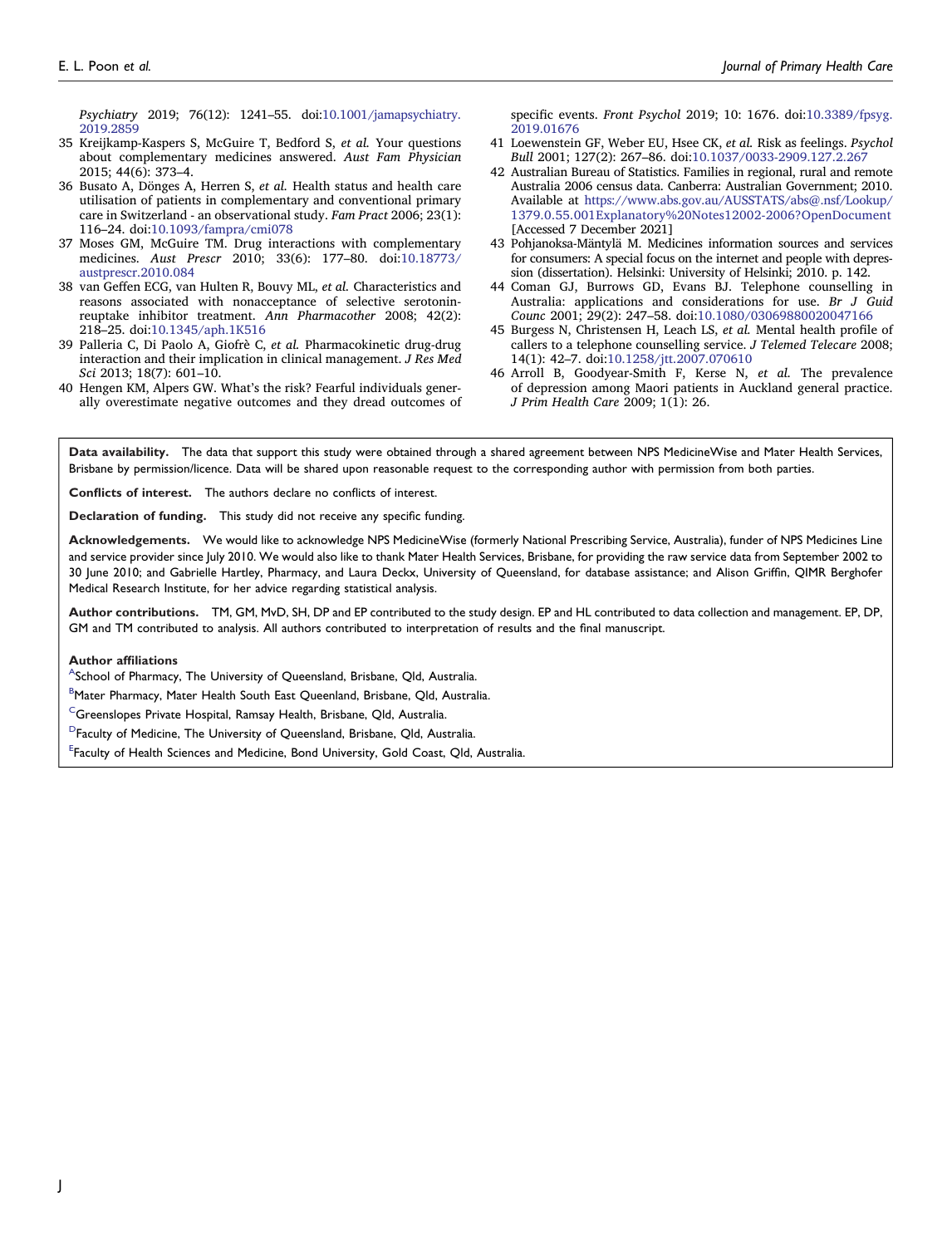Psychiatry 2019; 76(12): 1241–55. doi:10.1001/jamapsychiatry.2019.2859

35 Kreijkamp-Kaspers S, McGuire T, Bedford S, *et al.* Your questions about complementary medicines answered. *Aust Fam Physician* 2015; 44(6): 373–4.

36 Busato A, Dönges A, Herren S, *et al.* Health status and health care utilisation of patients in complementary and conventional primary care in Switzerland - an observational study. *Fam Pract* 2006; 23(1): 116–24. doi:10.1093/fampra/cmi078

37 Moses GM, McGuire TM. Drug interactions with complementary medicines. *Aust Prescr* 2010; 33(6): 177–80. doi:10.18773/austprescr.2010.084

38 van Geffen ECG, van Hulten R, Bouvy ML, *et al.* Characteristics and reasons associated with nonacceptance of selective serotonin-reuptake inhibitor treatment. *Ann Pharmacother* 2008; 42(2): 218–25. doi:10.1345/aph.1K516

39 Palleria C, Di Paolo A, Giofrè C, *et al.* Pharmacokinetic drug-drug interaction and their implication in clinical management. *J Res Med Sci* 2013; 18(7): 601–10.

40 Hengen KM, Alpers GW. What's the risk? Fearful individuals generally overestimate negative outcomes and they dread outcomes of specific events. *Front Psychol* 2019; 10: 1676. doi:10.3389/fpsyg.2019.01676

41 Loewenstein GF, Weber EU, Hsee CK, *et al.* Risk as feelings. *Psychol Bull* 2001; 127(2): 267–86. doi:10.1037/0033-2909.127.2.267

42 Australian Bureau of Statistics. Families in regional, rural and remote Australia 2006 census data. Canberra: Australian Government; 2010. Available at https://www.abs.gov.au/AUSSTATS/abs@.nsf/Lookup/1379.0.55.001Explanatory%20Notes12002-2006?OpenDocument [Accessed 7 December 2021]

43 Pohjanoksa-Mäntylä M. Medicines information sources and services for consumers: A special focus on the internet and people with depression (dissertation). Helsinki: University of Helsinki; 2010. p. 142.

44 Coman GJ, Burrows GD, Evans BJ. Telephone counselling in Australia: applications and considerations for use. *Br J Guid Counc* 2001; 29(2): 247–58. doi:10.1080/03069880020047166

45 Burgess N, Christensen H, Leach LS, *et al.* Mental health profile of callers to a telephone counselling service. *J Telemed Telecare* 2008; 14(1): 42–7. doi:10.1258/jtt.2007.070610

46 Arroll B, Goodyear-Smith F, Kerse N, *et al.* The prevalence of depression among Maori patients in Auckland general practice. *J Prim Health Care* 2009; 1(1): 26.

**Data availability.** The data that support this study were obtained through a shared agreement between NPS MedicineWise and Mater Health Services, Brisbane by permission/licence. Data will be shared upon reasonable request to the corresponding author with permission from both parties.

**Conflicts of interest.** The authors declare no conflicts of interest.

**Declaration of funding.** This study did not receive any specific funding.

**Acknowledgements.** We would like to acknowledge NPS MedicineWise (formerly National Prescribing Service, Australia), funder of NPS Medicines Line and service provider since July 2010. We would also like to thank Mater Health Services, Brisbane, for providing the raw service data from September 2002 to 30 June 2010; and Gabrielle Hartley, Pharmacy, and Laura Deckx, University of Queensland, for database assistance; and Alison Griffin, QIMR Berghofer Medical Research Institute, for her advice regarding statistical analysis.

**Author contributions.** TM, GM, MvD, SH, DP and EP contributed to the study design. EP and HL contributed to data collection and management. EP, DP, GM and TM contributed to analysis. All authors contributed to interpretation of results and the final manuscript.

**Author affiliations**

[A]School of Pharmacy, The University of Queensland, Brisbane, Qld, Australia.

[B]Mater Pharmacy, Mater Health South East Queensland, Brisbane, Qld, Australia.

[C]Greenslopes Private Hospital, Ramsay Health, Brisbane, Qld, Australia.

[D]Faculty of Medicine, The University of Queensland, Brisbane, Qld, Australia.

[E]Faculty of Health Sciences and Medicine, Bond University, Gold Coast, Qld, Australia.